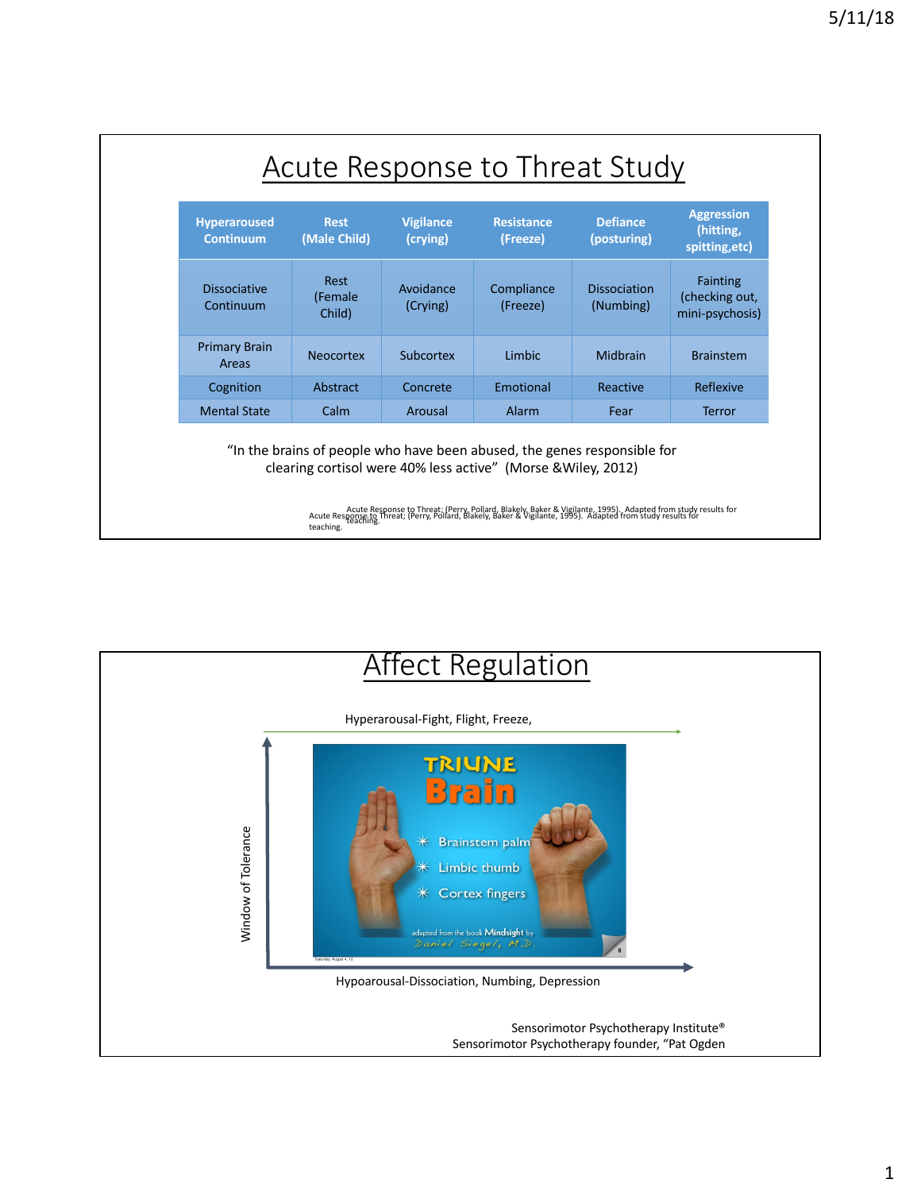# Acute Response to Threat Study

| Hyperaroused Continuum | Rest (Male Child) | Vigilance (crying) | Resistance (Freeze) | Defiance (posturing) | Aggression (hitting, spitting,etc) |
|---|---|---|---|---|---|
| Dissociative Continuum | Rest (Female Child) | Avoidance (Crying) | Compliance (Freeze) | Dissociation (Numbing) | Fainting (checking out, mini-psychosis) |
| Primary Brain Areas | Neocortex | Subcortex | Limbic | Midbrain | Brainstem |
| Cognition | Abstract | Concrete | Emotional | Reactive | Reflexive |
| Mental State | Calm | Arousal | Alarm | Fear | Terror |

"In the brains of people who have been abused, the genes responsible for clearing cortisol were 40% less active" (Morse &Wiley, 2012)

Acute Response to Threat; (Perry, Pollard, Blakely, Baker & Vigilante, 1995). Adapted from study results for teaching.

# Affect Regulation

Hyperarousal-Fight, Flight, Freeze,

Window of Tolerance

TRIUNE Brain

- Brainstem palm
- Limbic thumb
- Cortex fingers

adapted from the book Mindsight by Daniel Siegel, M.D.

Hypoarousal-Dissociation, Numbing, Depression

Sensorimotor Psychotherapy Institute®
Sensorimotor Psychotherapy founder, "Pat Ogden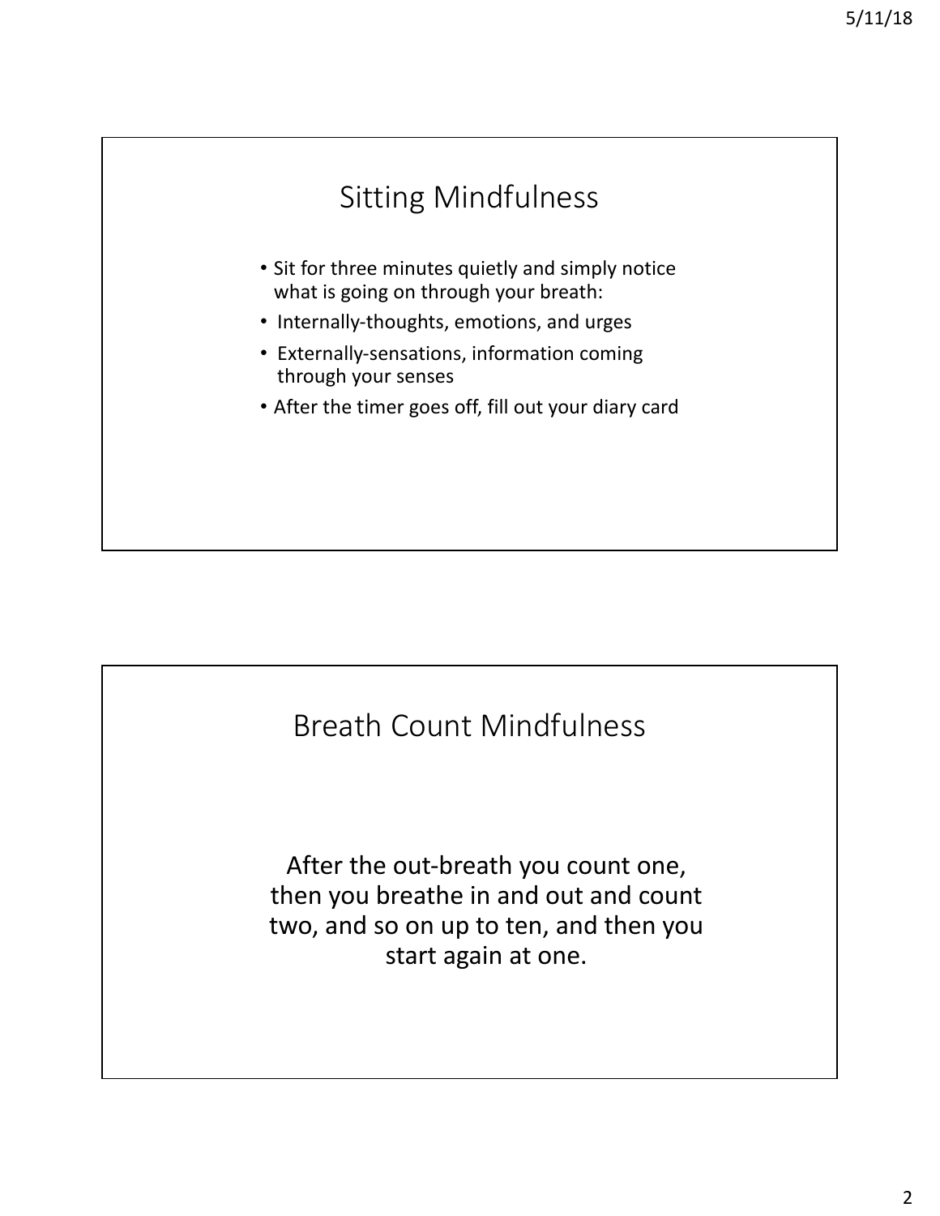## Sitting Mindfulness

- Sit for three minutes quietly and simply notice what is going on through your breath:
- Internally-thoughts, emotions, and urges
- Externally-sensations, information coming through your senses
- After the timer goes off, fill out your diary card

## Breath Count Mindfulness

After the out-breath you count one, then you breathe in and out and count two, and so on up to ten, and then you start again at one.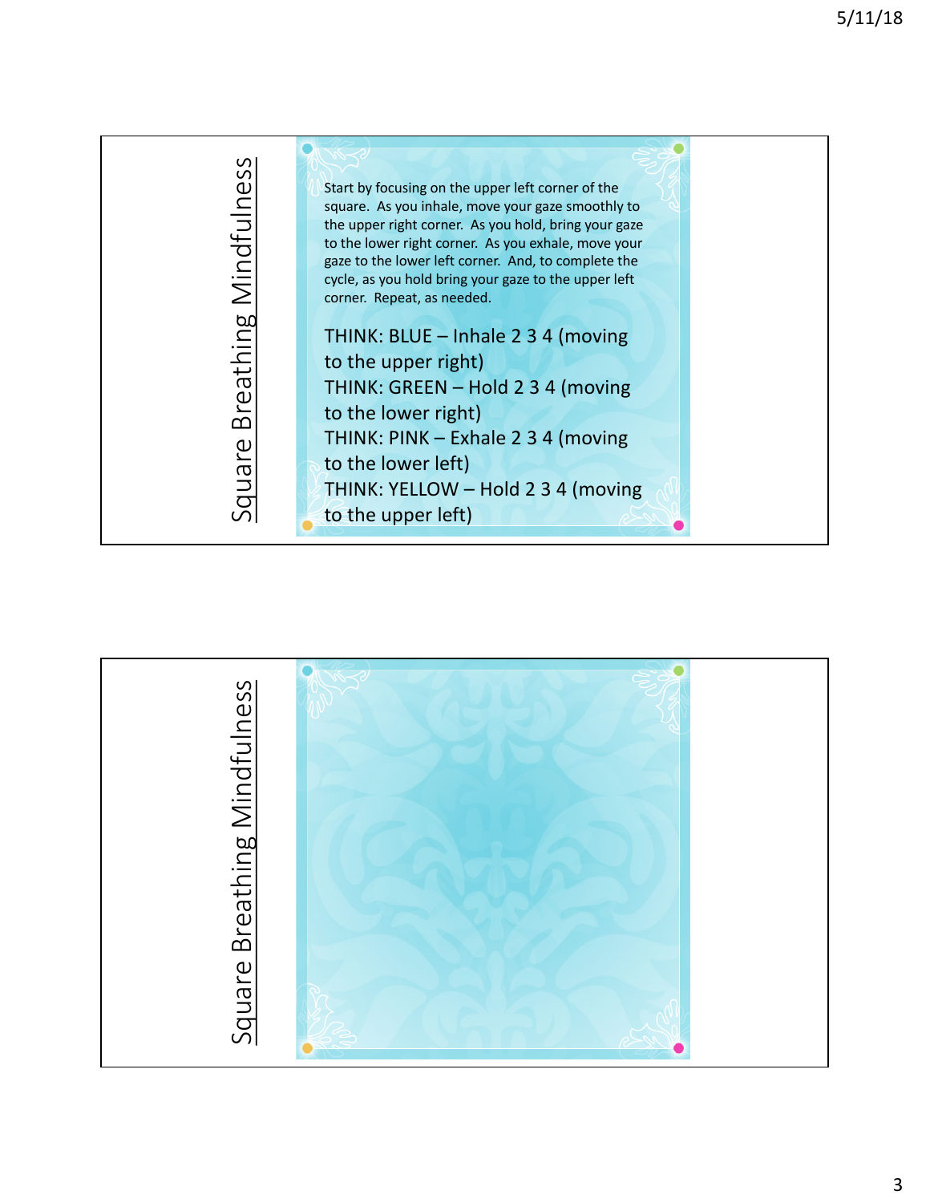## Square Breathing Mindfulness

Start by focusing on the upper left corner of the square. As you inhale, move your gaze smoothly to the upper right corner. As you hold, bring your gaze to the lower right corner. As you exhale, move your gaze to the lower left corner. And, to complete the cycle, as you hold bring your gaze to the upper left corner. Repeat, as needed.

THINK: BLUE – Inhale 2 3 4 (moving to the upper right)
THINK: GREEN – Hold 2 3 4 (moving to the lower right)
THINK: PINK – Exhale 2 3 4 (moving to the lower left)
THINK: YELLOW – Hold 2 3 4 (moving to the upper left)

## Square Breathing Mindfulness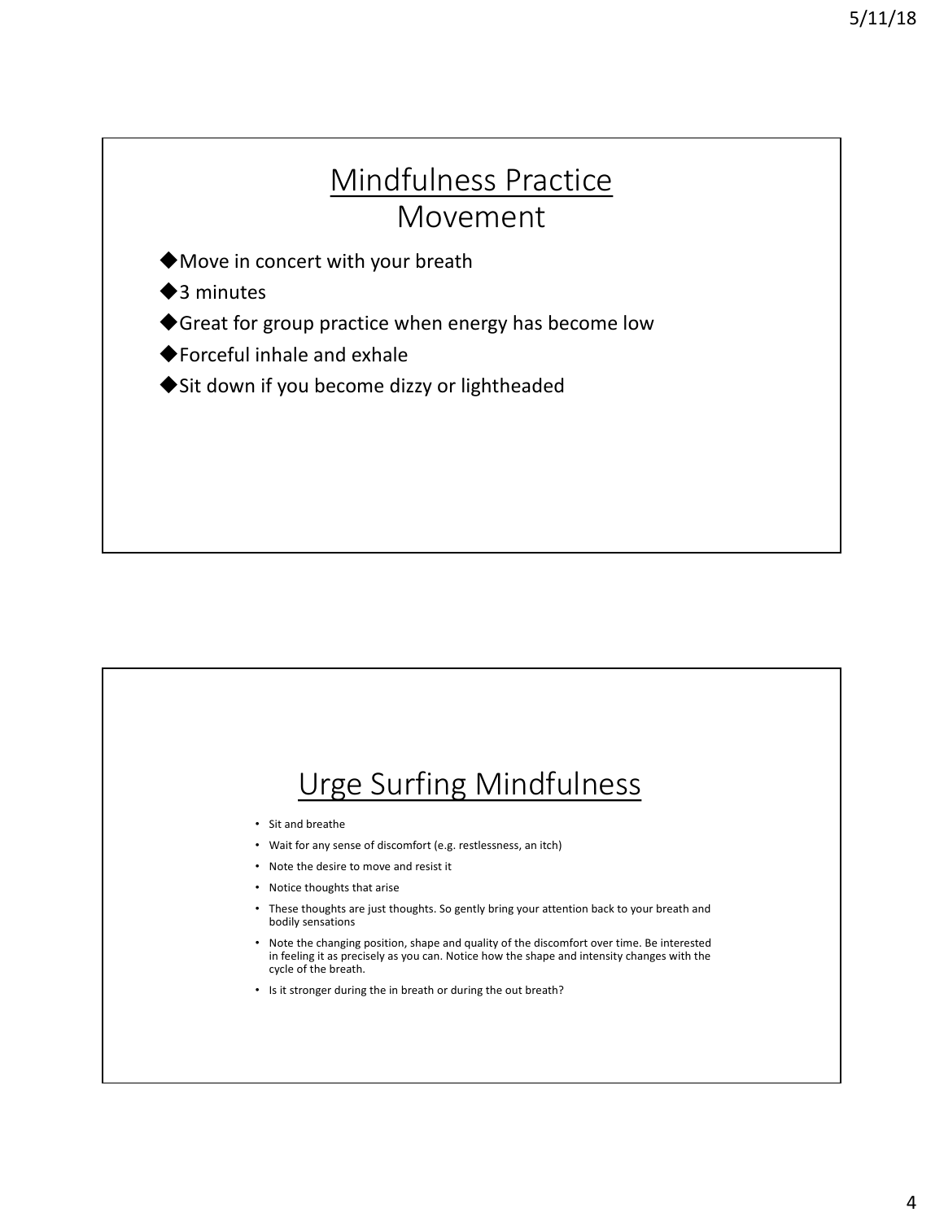## Mindfulness Practice
## Movement

- Move in concert with your breath
- 3 minutes
- Great for group practice when energy has become low
- Forceful inhale and exhale
- Sit down if you become dizzy or lightheaded

## Urge Surfing Mindfulness

- Sit and breathe
- Wait for any sense of discomfort (e.g. restlessness, an itch)
- Note the desire to move and resist it
- Notice thoughts that arise
- These thoughts are just thoughts. So gently bring your attention back to your breath and bodily sensations
- Note the changing position, shape and quality of the discomfort over time. Be interested in feeling it as precisely as you can. Notice how the shape and intensity changes with the cycle of the breath.
- Is it stronger during the in breath or during the out breath?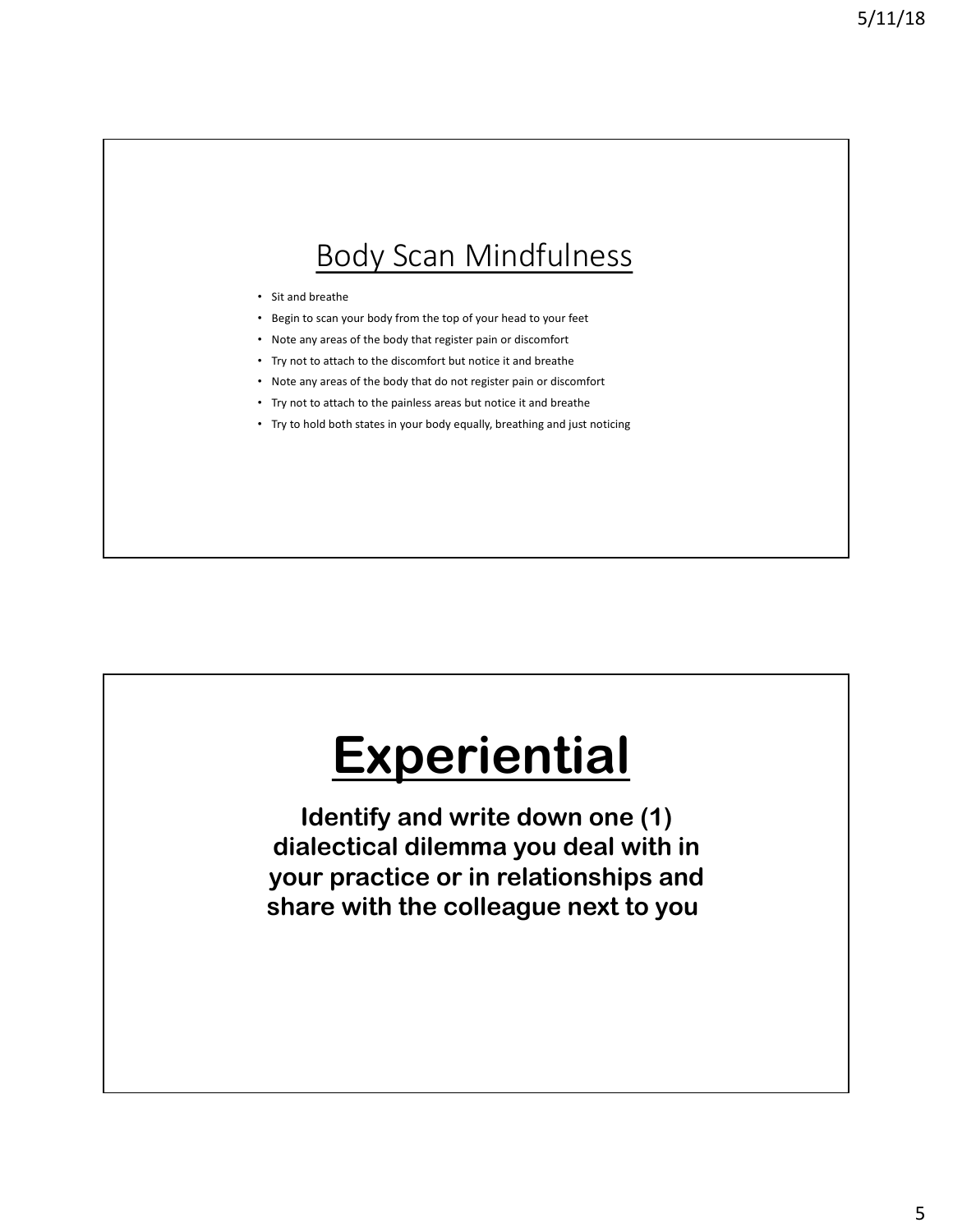## Body Scan Mindfulness

- Sit and breathe
- Begin to scan your body from the top of your head to your feet
- Note any areas of the body that register pain or discomfort
- Try not to attach to the discomfort but notice it and breathe
- Note any areas of the body that do not register pain or discomfort
- Try not to attach to the painless areas but notice it and breathe
- Try to hold both states in your body equally, breathing and just noticing

# Experiential

**Identify and write down one (1) dialectical dilemma you deal with in your practice or in relationships and share with the colleague next to you**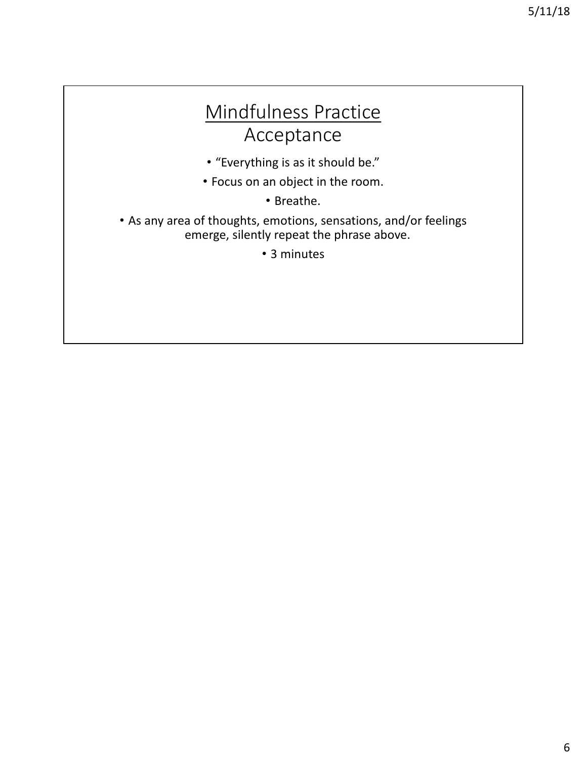# Mindfulness Practice

## Acceptance

- "Everything is as it should be."
- Focus on an object in the room.
- Breathe.
- As any area of thoughts, emotions, sensations, and/or feelings emerge, silently repeat the phrase above.
- 3 minutes